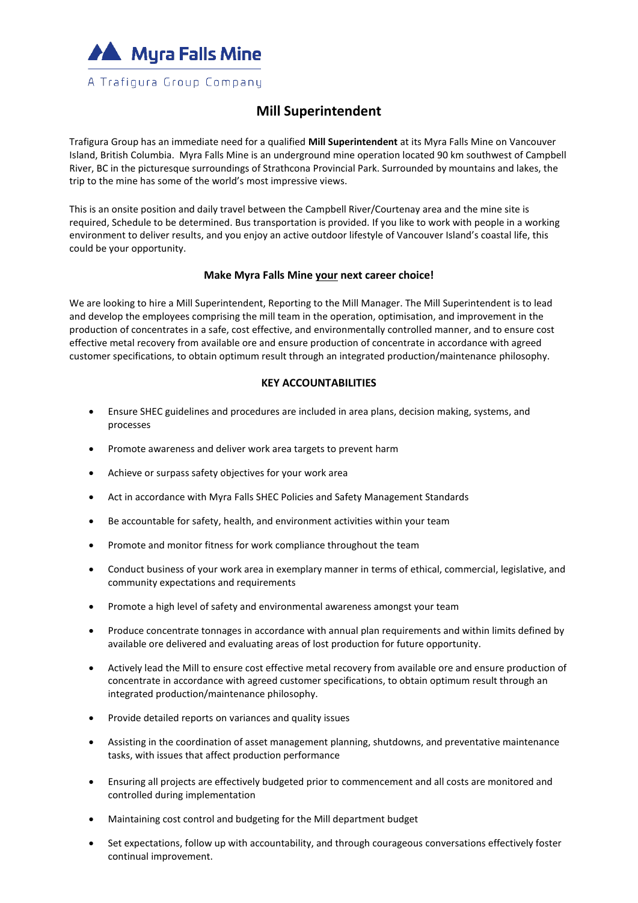Myra Falls Mine

A Trafigura Group Company

# Mill Superintendent

Trafigura Group has an immediate need for a qualified **Mill Superintendent** at its Myra Falls Mine on Vancouver Island, British Columbia. Myra Falls Mine is an underground mine operation located 90 km southwest of Campbell River, BC in the picturesque surroundings of Strathcona Provincial Park. Surrounded by mountains and lakes, the trip to the mine has some of the world's most impressive views.

This is an onsite position and daily travel between the Campbell River/Courtenay area and the mine site is required, Schedule to be determined. Bus transportation is provided. If you like to work with people in a working environment to deliver results, and you enjoy an active outdoor lifestyle of Vancouver Island's coastal life, this could be your opportunity.

**Make Myra Falls Mine your next career choice!**

We are looking to hire a Mill Superintendent, Reporting to the Mill Manager. The Mill Superintendent is to lead and develop the employees comprising the mill team in the operation, optimisation, and improvement in the production of concentrates in a safe, cost effective, and environmentally controlled manner, and to ensure cost effective metal recovery from available ore and ensure production of concentrate in accordance with agreed customer specifications, to obtain optimum result through an integrated production/maintenance philosophy.

## KEY ACCOUNTABILITIES

- Ensure SHEC guidelines and procedures are included in area plans, decision making, systems, and processes
- Promote awareness and deliver work area targets to prevent harm
- Achieve or surpass safety objectives for your work area
- Act in accordance with Myra Falls SHEC Policies and Safety Management Standards
- Be accountable for safety, health, and environment activities within your team
- Promote and monitor fitness for work compliance throughout the team
- Conduct business of your work area in exemplary manner in terms of ethical, commercial, legislative, and community expectations and requirements
- Promote a high level of safety and environmental awareness amongst your team
- Produce concentrate tonnages in accordance with annual plan requirements and within limits defined by available ore delivered and evaluating areas of lost production for future opportunity.
- Actively lead the Mill to ensure cost effective metal recovery from available ore and ensure production of concentrate in accordance with agreed customer specifications, to obtain optimum result through an integrated production/maintenance philosophy.
- Provide detailed reports on variances and quality issues
- Assisting in the coordination of asset management planning, shutdowns, and preventative maintenance tasks, with issues that affect production performance
- Ensuring all projects are effectively budgeted prior to commencement and all costs are monitored and controlled during implementation
- Maintaining cost control and budgeting for the Mill department budget
- Set expectations, follow up with accountability, and through courageous conversations effectively foster continual improvement.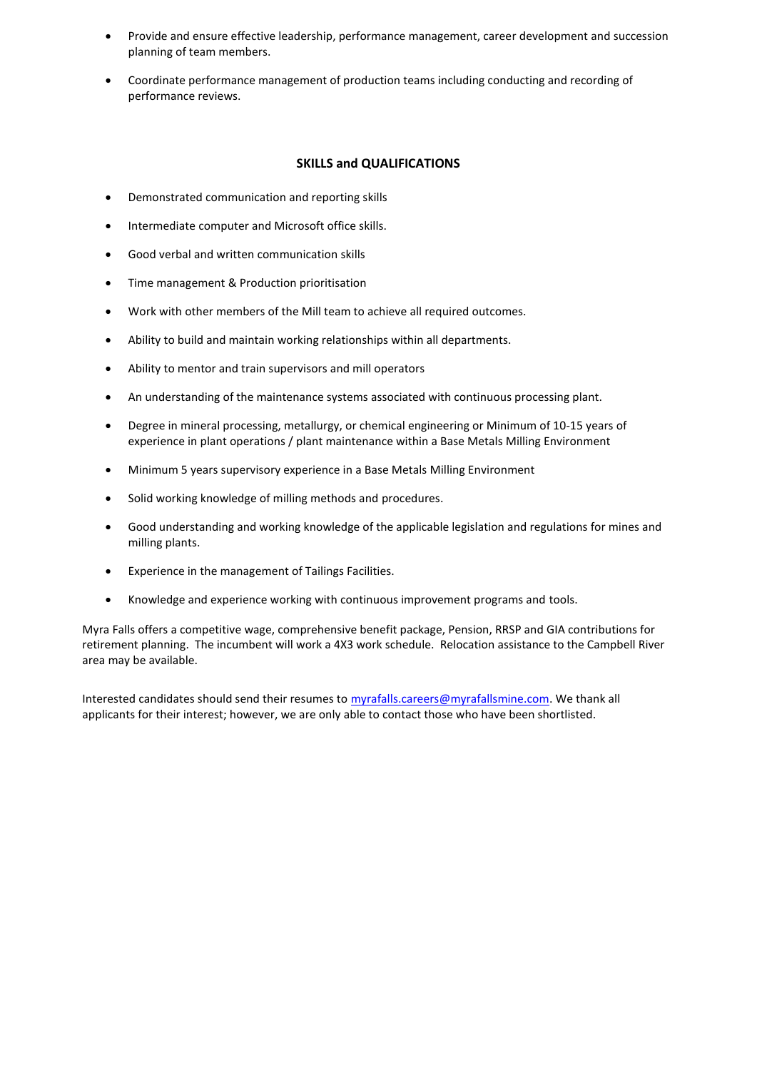- Provide and ensure effective leadership, performance management, career development and succession planning of team members.
- Coordinate performance management of production teams including conducting and recording of performance reviews.

**SKILLS and QUALIFICATIONS**

- Demonstrated communication and reporting skills
- Intermediate computer and Microsoft office skills.
- Good verbal and written communication skills
- Time management & Production prioritisation
- Work with other members of the Mill team to achieve all required outcomes.
- Ability to build and maintain working relationships within all departments.
- Ability to mentor and train supervisors and mill operators
- An understanding of the maintenance systems associated with continuous processing plant.
- Degree in mineral processing, metallurgy, or chemical engineering or Minimum of 10-15 years of experience in plant operations / plant maintenance within a Base Metals Milling Environment
- Minimum 5 years supervisory experience in a Base Metals Milling Environment
- Solid working knowledge of milling methods and procedures.
- Good understanding and working knowledge of the applicable legislation and regulations for mines and milling plants.
- Experience in the management of Tailings Facilities.
- Knowledge and experience working with continuous improvement programs and tools.

Myra Falls offers a competitive wage, comprehensive benefit package, Pension, RRSP and GIA contributions for retirement planning. The incumbent will work a 4X3 work schedule. Relocation assistance to the Campbell River area may be available.

Interested candidates should send their resumes to myrafalls.careers@myrafallsmine.com. We thank all applicants for their interest; however, we are only able to contact those who have been shortlisted.